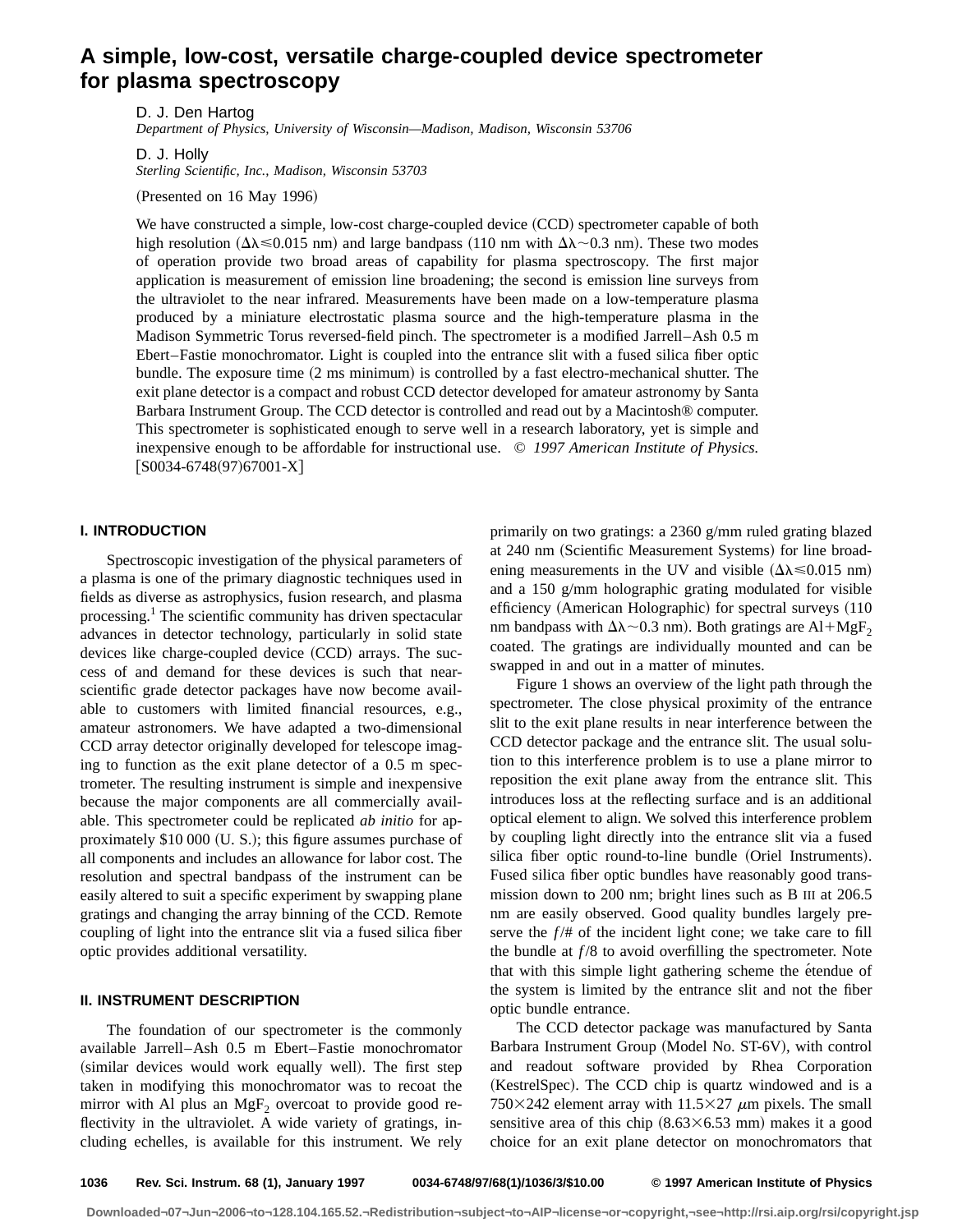# A simple, low-cost, versatile charge-coupled device spectrometer for plasma spectroscopy

D. J. Den Hartog
*Department of Physics, University of Wisconsin—Madison, Madison, Wisconsin 53706*

D. J. Holly
*Sterling Scientific, Inc., Madison, Wisconsin 53703*

(Presented on 16 May 1996)

We have constructed a simple, low-cost charge-coupled device (CCD) spectrometer capable of both high resolution ($\Delta\lambda \leqslant 0.015$ nm) and large bandpass (110 nm with $\Delta\lambda \sim 0.3$ nm). These two modes of operation provide two broad areas of capability for plasma spectroscopy. The first major application is measurement of emission line broadening; the second is emission line surveys from the ultraviolet to the near infrared. Measurements have been made on a low-temperature plasma produced by a miniature electrostatic plasma source and the high-temperature plasma in the Madison Symmetric Torus reversed-field pinch. The spectrometer is a modified Jarrell–Ash 0.5 m Ebert–Fastie monochromator. Light is coupled into the entrance slit with a fused silica fiber optic bundle. The exposure time (2 ms minimum) is controlled by a fast electro-mechanical shutter. The exit plane detector is a compact and robust CCD detector developed for amateur astronomy by Santa Barbara Instrument Group. The CCD detector is controlled and read out by a Macintosh® computer. This spectrometer is sophisticated enough to serve well in a research laboratory, yet is simple and inexpensive enough to be affordable for instructional use. © *1997 American Institute of Physics.* [S0034-6748(97)67001-X]

## I. INTRODUCTION

Spectroscopic investigation of the physical parameters of a plasma is one of the primary diagnostic techniques used in fields as diverse as astrophysics, fusion research, and plasma processing.[1] The scientific community has driven spectacular advances in detector technology, particularly in solid state devices like charge-coupled device (CCD) arrays. The success of and demand for these devices is such that near-scientific grade detector packages have now become available to customers with limited financial resources, e.g., amateur astronomers. We have adapted a two-dimensional CCD array detector originally developed for telescope imaging to function as the exit plane detector of a 0.5 m spectrometer. The resulting instrument is simple and inexpensive because the major components are all commercially available. This spectrometer could be replicated *ab initio* for approximately $10 000 (U. S.); this figure assumes purchase of all components and includes an allowance for labor cost. The resolution and spectral bandpass of the instrument can be easily altered to suit a specific experiment by swapping plane gratings and changing the array binning of the CCD. Remote coupling of light into the entrance slit via a fused silica fiber optic provides additional versatility.

## II. INSTRUMENT DESCRIPTION

The foundation of our spectrometer is the commonly available Jarrell–Ash 0.5 m Ebert–Fastie monochromator (similar devices would work equally well). The first step taken in modifying this monochromator was to recoat the mirror with Al plus an $MgF_2$ overcoat to provide good reflectivity in the ultraviolet. A wide variety of gratings, including echelles, is available for this instrument. We rely primarily on two gratings: a 2360 g/mm ruled grating blazed at 240 nm (Scientific Measurement Systems) for line broadening measurements in the UV and visible ($\Delta\lambda \leqslant 0.015$ nm) and a 150 g/mm holographic grating modulated for visible efficiency (American Holographic) for spectral surveys (110 nm bandpass with $\Delta\lambda \sim 0.3$ nm). Both gratings are Al+$MgF_2$ coated. The gratings are individually mounted and can be swapped in and out in a matter of minutes.

Figure 1 shows an overview of the light path through the spectrometer. The close physical proximity of the entrance slit to the exit plane results in near interference between the CCD detector package and the entrance slit. The usual solution to this interference problem is to use a plane mirror to reposition the exit plane away from the entrance slit. This introduces loss at the reflecting surface and is an additional optical element to align. We solved this interference problem by coupling light directly into the entrance slit via a fused silica fiber optic round-to-line bundle (Oriel Instruments). Fused silica fiber optic bundles have reasonably good transmission down to 200 nm; bright lines such as B III at 206.5 nm are easily observed. Good quality bundles largely preserve the $f/\#$ of the incident light cone; we take care to fill the bundle at $f/8$ to avoid overfilling the spectrometer. Note that with this simple light gathering scheme the étendue of the system is limited by the entrance slit and not the fiber optic bundle entrance.

The CCD detector package was manufactured by Santa Barbara Instrument Group (Model No. ST-6V), with control and readout software provided by Rhea Corporation (KestrelSpec). The CCD chip is quartz windowed and is a $750\times242$ element array with $11.5\times27$ $\mu$m pixels. The small sensitive area of this chip ($8.63\times6.53$ mm) makes it a good choice for an exit plane detector on monochromators that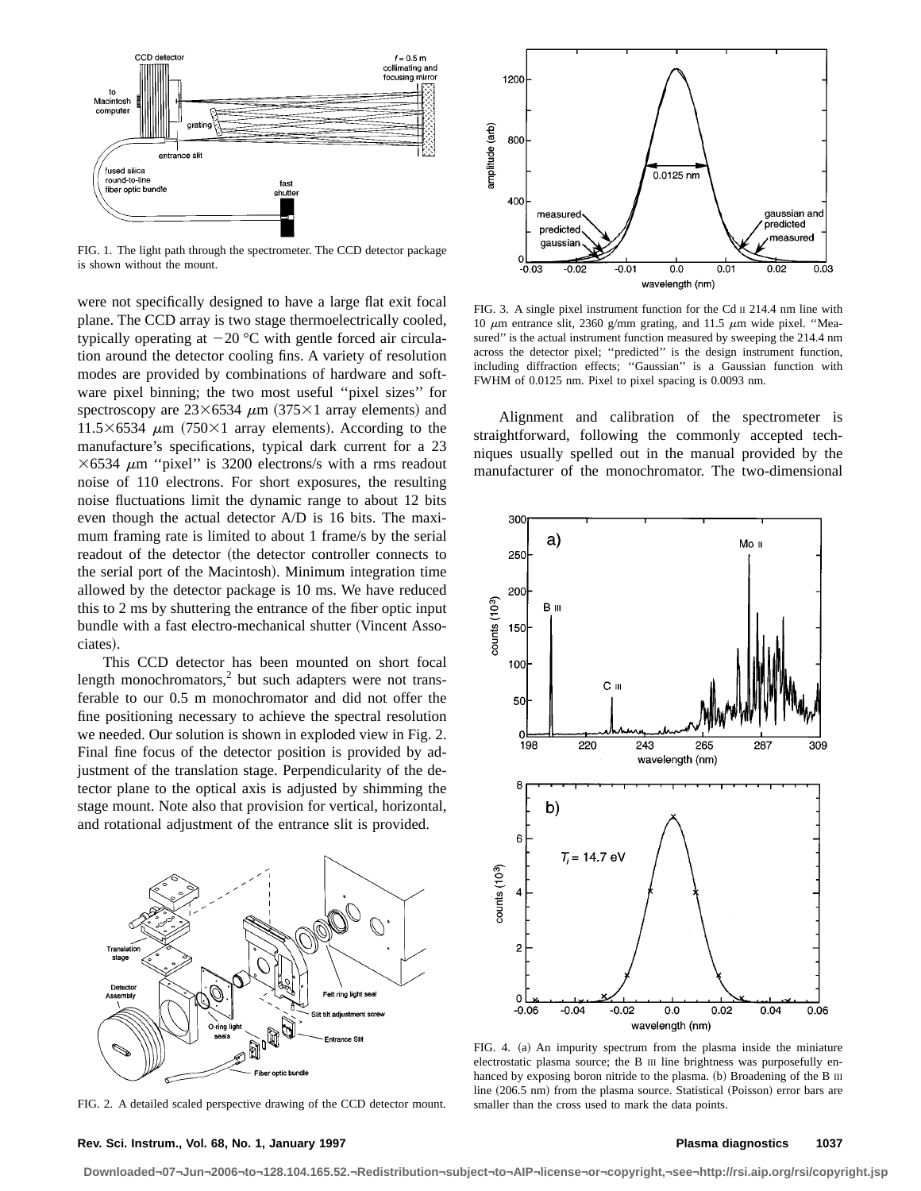FIG. 1. The light path through the spectrometer. The CCD detector package is shown without the mount.

were not specifically designed to have a large flat exit focal plane. The CCD array is two stage thermoelectrically cooled, typically operating at −20 °C with gentle forced air circulation around the detector cooling fins. A variety of resolution modes are provided by combinations of hardware and software pixel binning; the two most useful "pixel sizes" for spectroscopy are $23\times6534$ $\mu$m ($375\times1$ array elements) and $11.5\times6534$ $\mu$m ($750\times1$ array elements). According to the manufacture's specifications, typical dark current for a $23\times6534$ $\mu$m "pixel" is 3200 electrons/s with a rms readout noise of 110 electrons. For short exposures, the resulting noise fluctuations limit the dynamic range to about 12 bits even though the actual detector A/D is 16 bits. The maximum framing rate is limited to about 1 frame/s by the serial readout of the detector (the detector controller connects to the serial port of the Macintosh). Minimum integration time allowed by the detector package is 10 ms. We have reduced this to 2 ms by shuttering the entrance of the fiber optic input bundle with a fast electro-mechanical shutter (Vincent Associates).

This CCD detector has been mounted on short focal length monochromators,[2] but such adapters were not transferable to our 0.5 m monochromator and did not offer the fine positioning necessary to achieve the spectral resolution we needed. Our solution is shown in exploded view in Fig. 2. Final fine focus of the detector position is provided by adjustment of the translation stage. Perpendicularity of the detector plane to the optical axis is adjusted by shimming the stage mount. Note also that provision for vertical, horizontal, and rotational adjustment of the entrance slit is provided.

FIG. 2. A detailed scaled perspective drawing of the CCD detector mount.

FIG. 3. A single pixel instrument function for the Cd II 214.4 nm line with 10 $\mu$m entrance slit, 2360 g/mm grating, and 11.5 $\mu$m wide pixel. "Measured" is the actual instrument function measured by sweeping the 214.4 nm across the detector pixel; "predicted" is the design instrument function, including diffraction effects; "Gaussian" is a Gaussian function with FWHM of 0.0125 nm. Pixel to pixel spacing is 0.0093 nm.

Alignment and calibration of the spectrometer is straightforward, following the commonly accepted techniques usually spelled out in the manual provided by the manufacturer of the monochromator. The two-dimensional

FIG. 4. (a) An impurity spectrum from the plasma inside the miniature electrostatic plasma source; the B III line brightness was purposefully enhanced by exposing boron nitride to the plasma. (b) Broadening of the B III line (206.5 nm) from the plasma source. Statistical (Poisson) error bars are smaller than the cross used to mark the data points.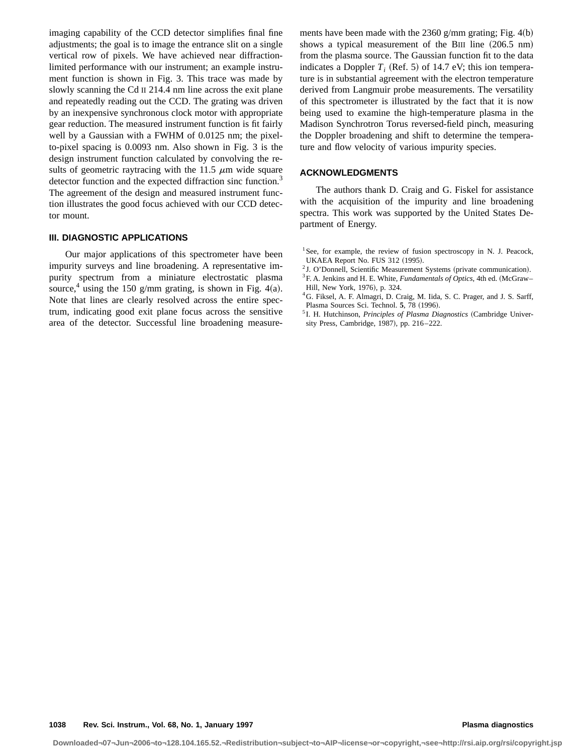imaging capability of the CCD detector simplifies final fine adjustments; the goal is to image the entrance slit on a single vertical row of pixels. We have achieved near diffraction-limited performance with our instrument; an example instrument function is shown in Fig. 3. This trace was made by slowly scanning the Cd II 214.4 nm line across the exit plane and repeatedly reading out the CCD. The grating was driven by an inexpensive synchronous clock motor with appropriate gear reduction. The measured instrument function is fit fairly well by a Gaussian with a FWHM of 0.0125 nm; the pixel-to-pixel spacing is 0.0093 nm. Also shown in Fig. 3 is the design instrument function calculated by convolving the results of geometric raytracing with the 11.5 $\mu$m wide square detector function and the expected diffraction sinc function.[3] The agreement of the design and measured instrument function illustrates the good focus achieved with our CCD detector mount.

## III. DIAGNOSTIC APPLICATIONS

Our major applications of this spectrometer have been impurity surveys and line broadening. A representative impurity spectrum from a miniature electrostatic plasma source,[4] using the 150 g/mm grating, is shown in Fig. 4(a). Note that lines are clearly resolved across the entire spectrum, indicating good exit plane focus across the sensitive area of the detector. Successful line broadening measurements have been made with the 2360 g/mm grating; Fig. 4(b) shows a typical measurement of the BIII line (206.5 nm) from the plasma source. The Gaussian function fit to the data indicates a Doppler $T_i$ (Ref. 5) of 14.7 eV; this ion temperature is in substantial agreement with the electron temperature derived from Langmuir probe measurements. The versatility of this spectrometer is illustrated by the fact that it is now being used to examine the high-temperature plasma in the Madison Synchrotron Torus reversed-field pinch, measuring the Doppler broadening and shift to determine the temperature and flow velocity of various impurity species.

## ACKNOWLEDGMENTS

The authors thank D. Craig and G. Fiskel for assistance with the acquisition of the impurity and line broadening spectra. This work was supported by the United States Department of Energy.

[1] See, for example, the review of fusion spectroscopy in N. J. Peacock, UKAEA Report No. FUS 312 (1995).

[2] J. O'Donnell, Scientific Measurement Systems (private communication).

[3] F. A. Jenkins and H. E. White, *Fundamentals of Optics*, 4th ed. (McGraw–Hill, New York, 1976), p. 324.

[4] G. Fiksel, A. F. Almagri, D. Craig, M. Iida, S. C. Prager, and J. S. Sarff, Plasma Sources Sci. Technol. **5**, 78 (1996).

[5] I. H. Hutchinson, *Principles of Plasma Diagnostics* (Cambridge University Press, Cambridge, 1987), pp. 216–222.